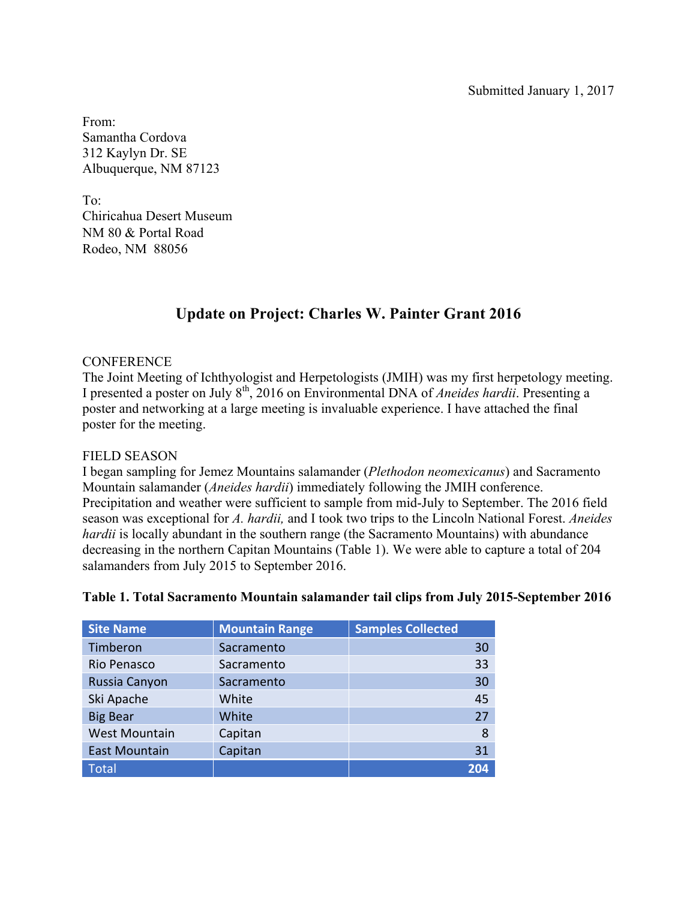Submitted January 1, 2017

From:
Samantha Cordova
312 Kaylyn Dr. SE
Albuquerque, NM 87123

To:
Chiricahua Desert Museum
NM 80 & Portal Road
Rodeo, NM 88056

## Update on Project: Charles W. Painter Grant 2016

CONFERENCE
The Joint Meeting of Ichthyologist and Herpetologists (JMIH) was my first herpetology meeting. I presented a poster on July 8th, 2016 on Environmental DNA of *Aneides hardii*. Presenting a poster and networking at a large meeting is invaluable experience. I have attached the final poster for the meeting.

FIELD SEASON
I began sampling for Jemez Mountains salamander (*Plethodon neomexicanus*) and Sacramento Mountain salamander (*Aneides hardii*) immediately following the JMIH conference. Precipitation and weather were sufficient to sample from mid-July to September. The 2016 field season was exceptional for *A. hardii,* and I took two trips to the Lincoln National Forest. *Aneides hardii* is locally abundant in the southern range (the Sacramento Mountains) with abundance decreasing in the northern Capitan Mountains (Table 1). We were able to capture a total of 204 salamanders from July 2015 to September 2016.

**Table 1. Total Sacramento Mountain salamander tail clips from July 2015-September 2016**

| Site Name | Mountain Range | Samples Collected |
|---|---|---:|
| Timberon | Sacramento | 30 |
| Rio Penasco | Sacramento | 33 |
| Russia Canyon | Sacramento | 30 |
| Ski Apache | White | 45 |
| Big Bear | White | 27 |
| West Mountain | Capitan | 8 |
| East Mountain | Capitan | 31 |
| Total | | **204** |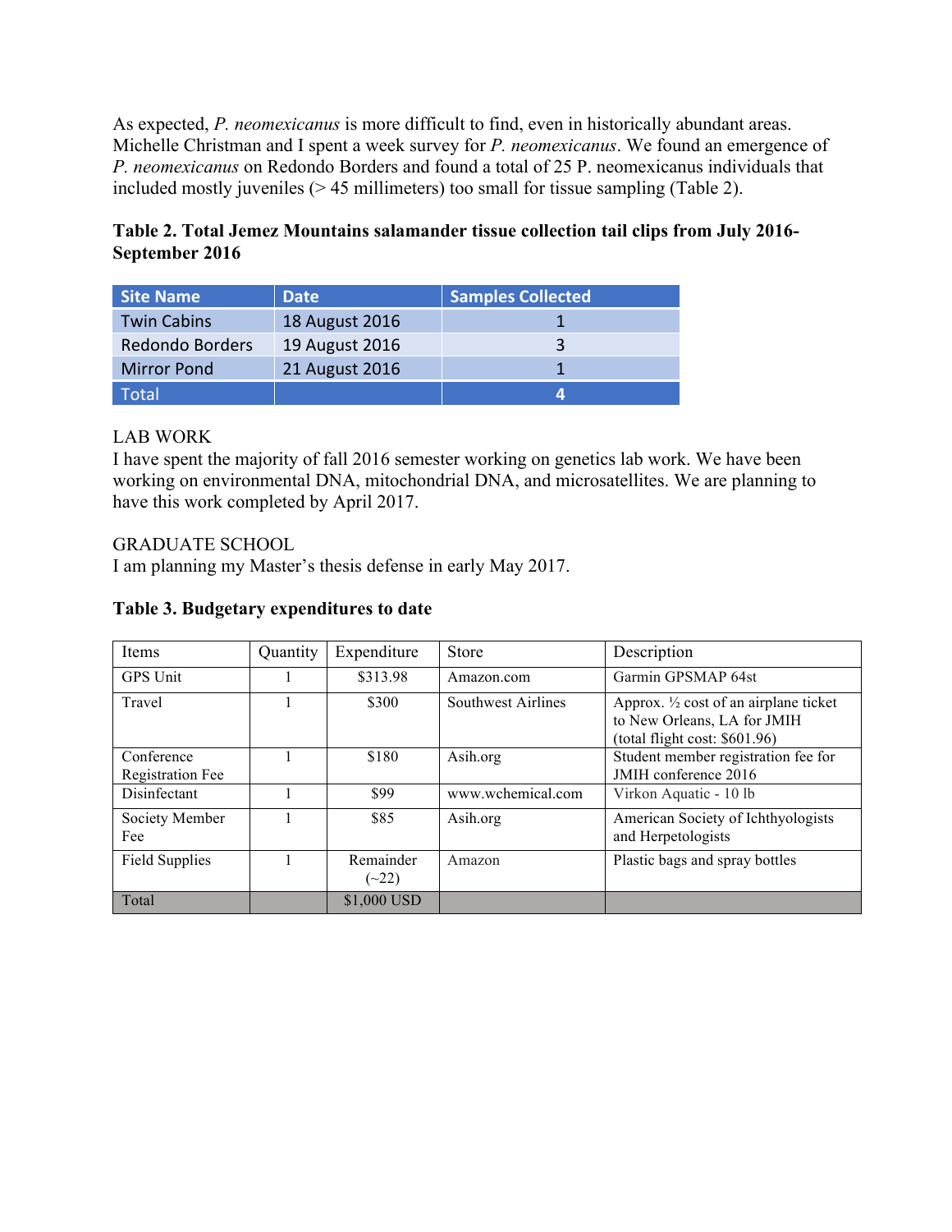As expected, *P. neomexicanus* is more difficult to find, even in historically abundant areas. Michelle Christman and I spent a week survey for *P. neomexicanus*. We found an emergence of *P. neomexicanus* on Redondo Borders and found a total of 25 P. neomexicanus individuals that included mostly juveniles (> 45 millimeters) too small for tissue sampling (Table 2).

**Table 2. Total Jemez Mountains salamander tissue collection tail clips from July 2016-September 2016**

| Site Name | Date | Samples Collected |
|---|---|---|
| Twin Cabins | 18 August 2016 | 1 |
| Redondo Borders | 19 August 2016 | 3 |
| Mirror Pond | 21 August 2016 | 1 |
| Total | | 4 |

LAB WORK

I have spent the majority of fall 2016 semester working on genetics lab work. We have been working on environmental DNA, mitochondrial DNA, and microsatellites. We are planning to have this work completed by April 2017.

GRADUATE SCHOOL

I am planning my Master's thesis defense in early May 2017.

**Table 3. Budgetary expenditures to date**

| Items | Quantity | Expenditure | Store | Description |
|---|---|---|---|---|
| GPS Unit | 1 | $313.98 | Amazon.com | Garmin GPSMAP 64st |
| Travel | 1 | $300 | Southwest Airlines | Approx. ½ cost of an airplane ticket to New Orleans, LA for JMIH (total flight cost: $601.96) |
| Conference Registration Fee | 1 | $180 | Asih.org | Student member registration fee for JMIH conference 2016 |
| Disinfectant | 1 | $99 | www.wchemical.com | Virkon Aquatic - 10 lb |
| Society Member Fee | 1 | $85 | Asih.org | American Society of Ichthyologists and Herpetologists |
| Field Supplies | 1 | Remainder (~22) | Amazon | Plastic bags and spray bottles |
| Total | | $1,000 USD | | |